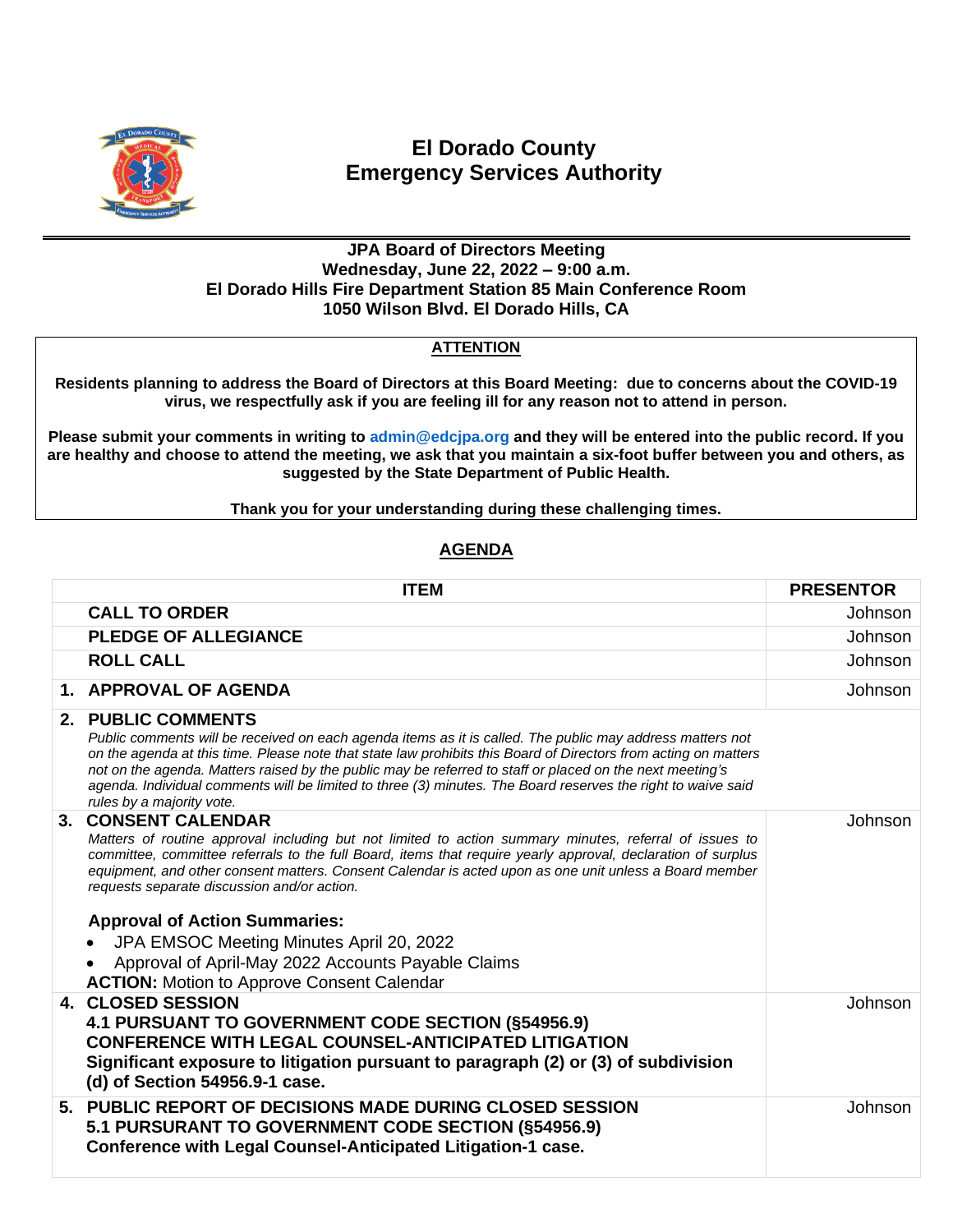# El Dorado County
# Emergency Services Authority

**JPA Board of Directors Meeting**
**Wednesday, June 22, 2022 – 9:00 a.m.**
**El Dorado Hills Fire Department Station 85 Main Conference Room**
**1050 Wilson Blvd. El Dorado Hills, CA**

**ATTENTION**

**Residents planning to address the Board of Directors at this Board Meeting: due to concerns about the COVID-19 virus, we respectfully ask if you are feeling ill for any reason not to attend in person.**

**Please submit your comments in writing to admin@edcjpa.org and they will be entered into the public record. If you are healthy and choose to attend the meeting, we ask that you maintain a six-foot buffer between you and others, as suggested by the State Department of Public Health.**

**Thank you for your understanding during these challenging times.**

## AGENDA

| ITEM | PRESENTOR |
|---|---|
| **CALL TO ORDER** | Johnson |
| **PLEDGE OF ALLEGIANCE** | Johnson |
| **ROLL CALL** | Johnson |
| **1. APPROVAL OF AGENDA** | Johnson |
| **2. PUBLIC COMMENTS**<br>*Public comments will be received on each agenda items as it is called. The public may address matters not on the agenda at this time. Please note that state law prohibits this Board of Directors from acting on matters not on the agenda. Matters raised by the public may be referred to staff or placed on the next meeting's agenda. Individual comments will be limited to three (3) minutes. The Board reserves the right to waive said rules by a majority vote.* | |
| **3. CONSENT CALENDAR**<br>*Matters of routine approval including but not limited to action summary minutes, referral of issues to committee, committee referrals to the full Board, items that require yearly approval, declaration of surplus equipment, and other consent matters. Consent Calendar is acted upon as one unit unless a Board member requests separate discussion and/or action.*<br><br>**Approval of Action Summaries:**<br>• JPA EMSOC Meeting Minutes April 20, 2022<br>• Approval of April-May 2022 Accounts Payable Claims<br>**ACTION:** Motion to Approve Consent Calendar | Johnson |
| **4. CLOSED SESSION**<br>**4.1 PURSUANT TO GOVERNMENT CODE SECTION (§54956.9)**<br>**CONFERENCE WITH LEGAL COUNSEL-ANTICIPATED LITIGATION**<br>**Significant exposure to litigation pursuant to paragraph (2) or (3) of subdivision (d) of Section 54956.9-1 case.** | Johnson |
| **5. PUBLIC REPORT OF DECISIONS MADE DURING CLOSED SESSION**<br>**5.1 PURSUANT TO GOVERNMENT CODE SECTION (§54956.9)**<br>**Conference with Legal Counsel-Anticipated Litigation-1 case.** | Johnson |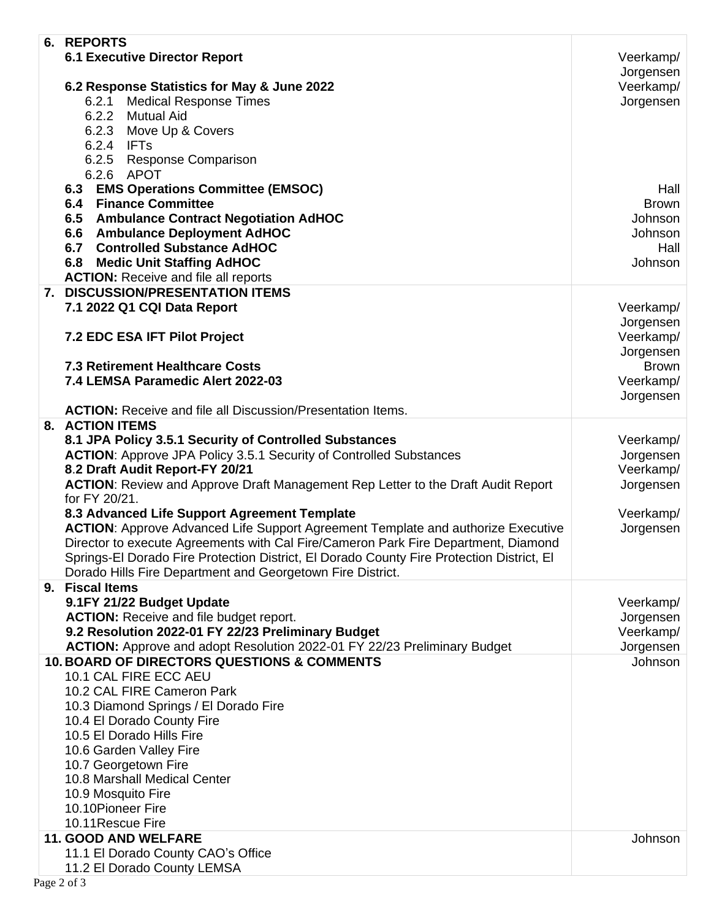| Item | Presenter |
|---|---|
| **6. REPORTS** | |
| **6.1 Executive Director Report** | Veerkamp/ Jorgensen |
| **6.2 Response Statistics for May & June 2022** | Veerkamp/ Jorgensen |
| 6.2.1 Medical Response Times | |
| 6.2.2 Mutual Aid | |
| 6.2.3 Move Up & Covers | |
| 6.2.4 IFTs | |
| 6.2.5 Response Comparison | |
| 6.2.6 APOT | |
| **6.3 EMS Operations Committee (EMSOC)** | Hall |
| **6.4 Finance Committee** | Brown |
| **6.5 Ambulance Contract Negotiation AdHOC** | Johnson |
| **6.6 Ambulance Deployment AdHOC** | Johnson |
| **6.7 Controlled Substance AdHOC** | Hall |
| **6.8 Medic Unit Staffing AdHOC** | Johnson |
| **ACTION:** Receive and file all reports | |
| **7. DISCUSSION/PRESENTATION ITEMS** | |
| **7.1 2022 Q1 CQI Data Report** | Veerkamp/ Jorgensen |
| **7.2 EDC ESA IFT Pilot Project** | Veerkamp/ Jorgensen |
| **7.3 Retirement Healthcare Costs** | Brown |
| **7.4 LEMSA Paramedic Alert 2022-03** | Veerkamp/ Jorgensen |
| **ACTION:** Receive and file all Discussion/Presentation Items. | |
| **8. ACTION ITEMS** | |
| **8.1 JPA Policy 3.5.1 Security of Controlled Substances**<br>**ACTION**: Approve JPA Policy 3.5.1 Security of Controlled Substances | Veerkamp/ Jorgensen |
| **8.2 Draft Audit Report-FY 20/21**<br>**ACTION**: Review and Approve Draft Management Rep Letter to the Draft Audit Report for FY 20/21. | Veerkamp/ Jorgensen |
| **8.3 Advanced Life Support Agreement Template**<br>**ACTION**: Approve Advanced Life Support Agreement Template and authorize Executive Director to execute Agreements with Cal Fire/Cameron Park Fire Department, Diamond Springs-El Dorado Fire Protection District, El Dorado County Fire Protection District, El Dorado Hills Fire Department and Georgetown Fire District. | Veerkamp/ Jorgensen |
| **9. Fiscal Items** | |
| **9.1FY 21/22 Budget Update**<br>**ACTION:** Receive and file budget report. | Veerkamp/ Jorgensen |
| **9.2 Resolution 2022-01 FY 22/23 Preliminary Budget**<br>**ACTION:** Approve and adopt Resolution 2022-01 FY 22/23 Preliminary Budget | Veerkamp/ Jorgensen |
| **10. BOARD OF DIRECTORS QUESTIONS & COMMENTS** | Johnson |
| 10.1 CAL FIRE ECC AEU | |
| 10.2 CAL FIRE Cameron Park | |
| 10.3 Diamond Springs / El Dorado Fire | |
| 10.4 El Dorado County Fire | |
| 10.5 El Dorado Hills Fire | |
| 10.6 Garden Valley Fire | |
| 10.7 Georgetown Fire | |
| 10.8 Marshall Medical Center | |
| 10.9 Mosquito Fire | |
| 10.10Pioneer Fire | |
| 10.11Rescue Fire | |
| **11. GOOD AND WELFARE** | Johnson |
| 11.1 El Dorado County CAO's Office | |
| 11.2 El Dorado County LEMSA | |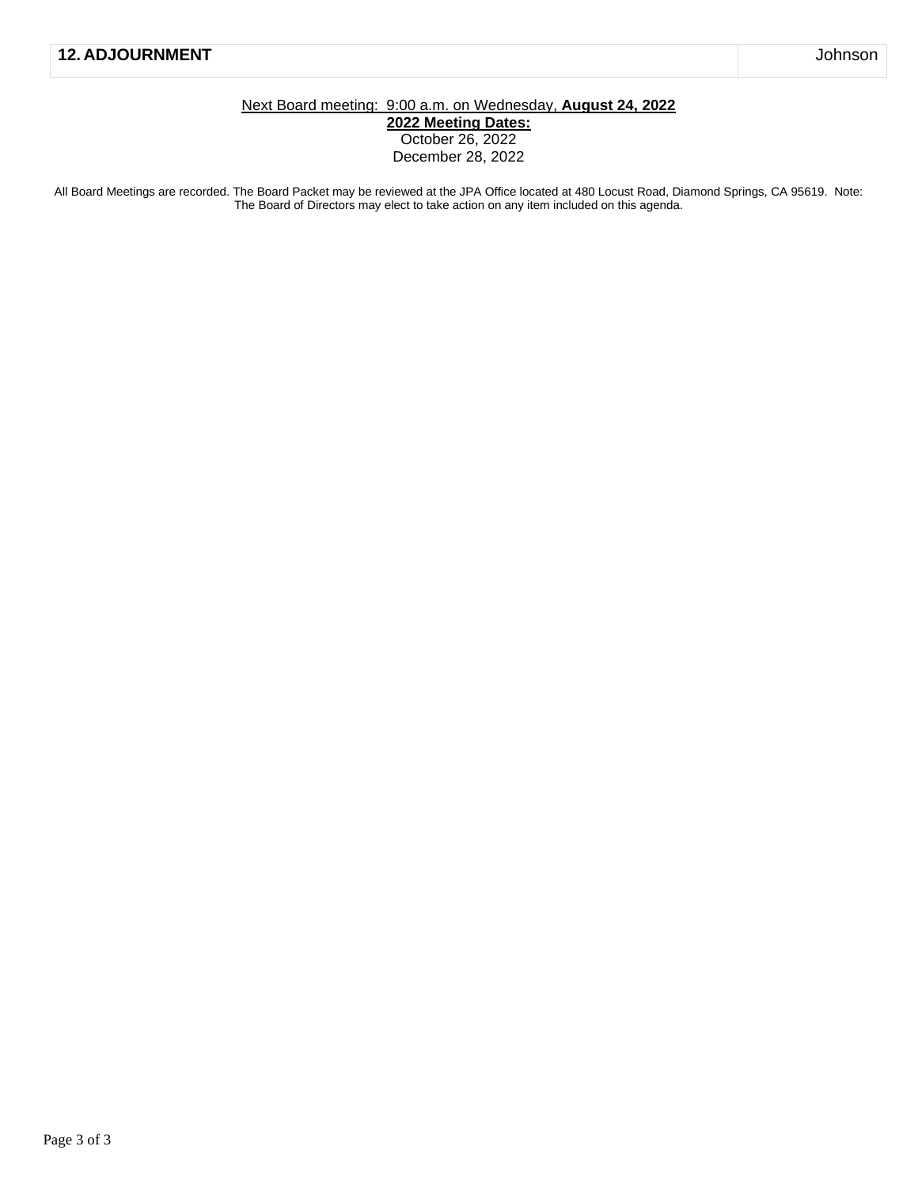| | |
|---|---|
| **12. ADJOURNMENT** | Johnson |

<u>Next Board meeting: 9:00 a.m. on Wednesday, **August 24, 2022**</u>

**<u>2022 Meeting Dates:</u>**

October 26, 2022

December 28, 2022

All Board Meetings are recorded. The Board Packet may be reviewed at the JPA Office located at 480 Locust Road, Diamond Springs, CA 95619. Note: The Board of Directors may elect to take action on any item included on this agenda.